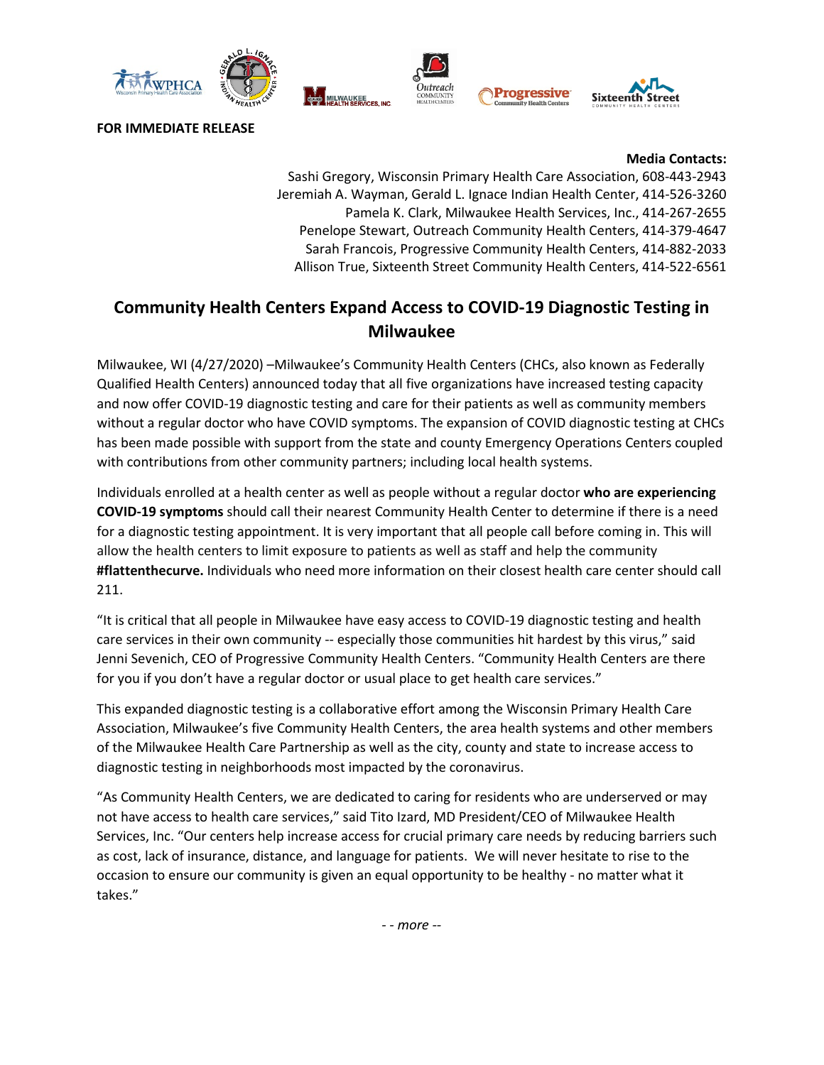**FOR IMMEDIATE RELEASE**

**Media Contacts:**
Sashi Gregory, Wisconsin Primary Health Care Association, 608-443-2943
Jeremiah A. Wayman, Gerald L. Ignace Indian Health Center, 414-526-3260
Pamela K. Clark, Milwaukee Health Services, Inc., 414-267-2655
Penelope Stewart, Outreach Community Health Centers, 414-379-4647
Sarah Francois, Progressive Community Health Centers, 414-882-2033
Allison True, Sixteenth Street Community Health Centers, 414-522-6561

# Community Health Centers Expand Access to COVID-19 Diagnostic Testing in Milwaukee

Milwaukee, WI (4/27/2020) –Milwaukee's Community Health Centers (CHCs, also known as Federally Qualified Health Centers) announced today that all five organizations have increased testing capacity and now offer COVID-19 diagnostic testing and care for their patients as well as community members without a regular doctor who have COVID symptoms. The expansion of COVID diagnostic testing at CHCs has been made possible with support from the state and county Emergency Operations Centers coupled with contributions from other community partners; including local health systems.

Individuals enrolled at a health center as well as people without a regular doctor **who are experiencing COVID-19 symptoms** should call their nearest Community Health Center to determine if there is a need for a diagnostic testing appointment. It is very important that all people call before coming in. This will allow the health centers to limit exposure to patients as well as staff and help the community **#flattenthecurve.** Individuals who need more information on their closest health care center should call 211.

"It is critical that all people in Milwaukee have easy access to COVID-19 diagnostic testing and health care services in their own community -- especially those communities hit hardest by this virus," said Jenni Sevenich, CEO of Progressive Community Health Centers. "Community Health Centers are there for you if you don't have a regular doctor or usual place to get health care services."

This expanded diagnostic testing is a collaborative effort among the Wisconsin Primary Health Care Association, Milwaukee's five Community Health Centers, the area health systems and other members of the Milwaukee Health Care Partnership as well as the city, county and state to increase access to diagnostic testing in neighborhoods most impacted by the coronavirus.

"As Community Health Centers, we are dedicated to caring for residents who are underserved or may not have access to health care services," said Tito Izard, MD President/CEO of Milwaukee Health Services, Inc. "Our centers help increase access for crucial primary care needs by reducing barriers such as cost, lack of insurance, distance, and language for patients. We will never hesitate to rise to the occasion to ensure our community is given an equal opportunity to be healthy - no matter what it takes."

*- - more --*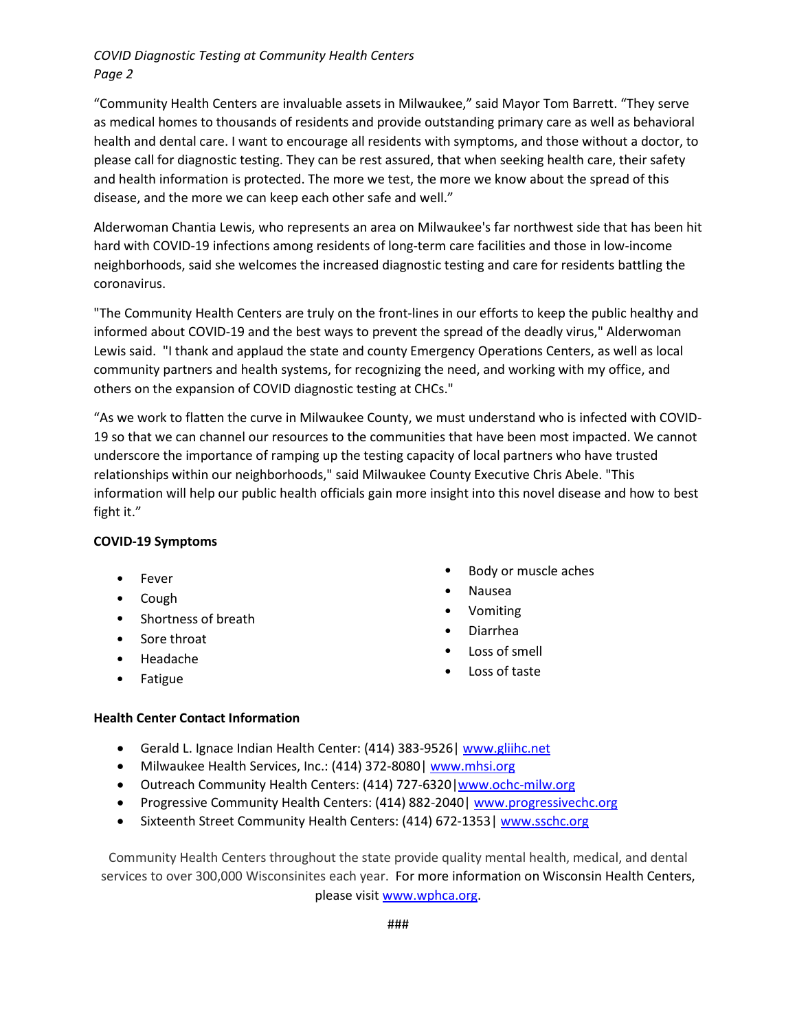"Community Health Centers are invaluable assets in Milwaukee," said Mayor Tom Barrett. "They serve as medical homes to thousands of residents and provide outstanding primary care as well as behavioral health and dental care. I want to encourage all residents with symptoms, and those without a doctor, to please call for diagnostic testing. They can be rest assured, that when seeking health care, their safety and health information is protected. The more we test, the more we know about the spread of this disease, and the more we can keep each other safe and well."

Alderwoman Chantia Lewis, who represents an area on Milwaukee's far northwest side that has been hit hard with COVID-19 infections among residents of long-term care facilities and those in low-income neighborhoods, said she welcomes the increased diagnostic testing and care for residents battling the coronavirus.

"The Community Health Centers are truly on the front-lines in our efforts to keep the public healthy and informed about COVID-19 and the best ways to prevent the spread of the deadly virus," Alderwoman Lewis said. "I thank and applaud the state and county Emergency Operations Centers, as well as local community partners and health systems, for recognizing the need, and working with my office, and others on the expansion of COVID diagnostic testing at CHCs."

"As we work to flatten the curve in Milwaukee County, we must understand who is infected with COVID-19 so that we can channel our resources to the communities that have been most impacted. We cannot underscore the importance of ramping up the testing capacity of local partners who have trusted relationships within our neighborhoods," said Milwaukee County Executive Chris Abele. "This information will help our public health officials gain more insight into this novel disease and how to best fight it."

**COVID-19 Symptoms**

- Fever
- Cough
- Shortness of breath
- Sore throat
- Headache
- Fatigue
- Body or muscle aches
- Nausea
- Vomiting
- Diarrhea
- Loss of smell
- Loss of taste

**Health Center Contact Information**

- Gerald L. Ignace Indian Health Center: (414) 383-9526| www.gliihc.net
- Milwaukee Health Services, Inc.: (414) 372-8080| www.mhsi.org
- Outreach Community Health Centers: (414) 727-6320|www.ochc-milw.org
- Progressive Community Health Centers: (414) 882-2040| www.progressivechc.org
- Sixteenth Street Community Health Centers: (414) 672-1353| www.sschc.org

Community Health Centers throughout the state provide quality mental health, medical, and dental services to over 300,000 Wisconsinites each year. For more information on Wisconsin Health Centers, please visit www.wphca.org.

###